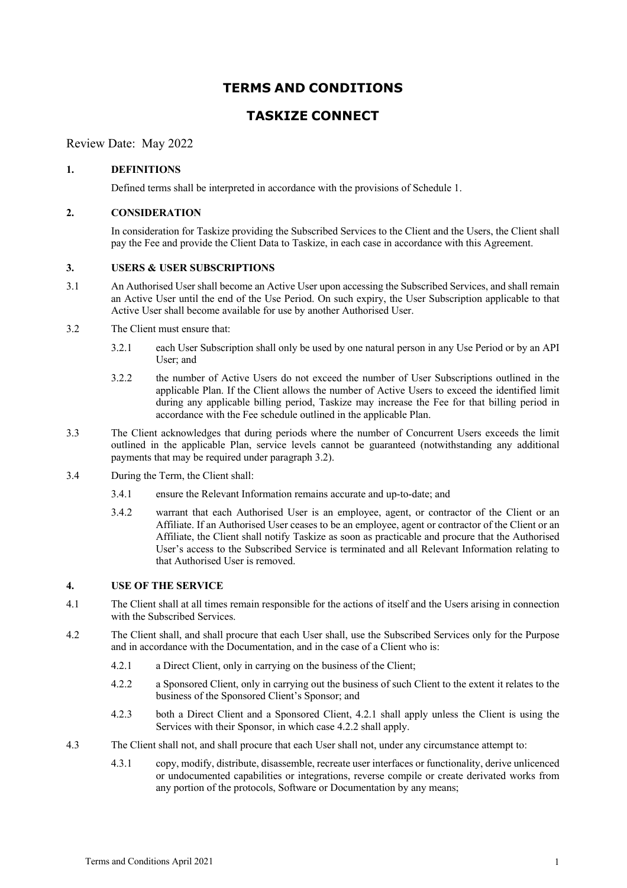# TERMS AND CONDITIONS

# TASKIZE CONNECT

Review Date: May 2022

## 1. DEFINITIONS

Defined terms shall be interpreted in accordance with the provisions of Schedule 1.

## 2. CONSIDERATION

In consideration for Taskize providing the Subscribed Services to the Client and the Users, the Client shall pay the Fee and provide the Client Data to Taskize, in each case in accordance with this Agreement.

## 3. USERS & USER SUBSCRIPTIONS

3.1 An Authorised User shall become an Active User upon accessing the Subscribed Services, and shall remain an Active User until the end of the Use Period. On such expiry, the User Subscription applicable to that Active User shall become available for use by another Authorised User.

3.2 The Client must ensure that:

3.2.1 each User Subscription shall only be used by one natural person in any Use Period or by an API User; and

3.2.2 the number of Active Users do not exceed the number of User Subscriptions outlined in the applicable Plan. If the Client allows the number of Active Users to exceed the identified limit during any applicable billing period, Taskize may increase the Fee for that billing period in accordance with the Fee schedule outlined in the applicable Plan.

3.3 The Client acknowledges that during periods where the number of Concurrent Users exceeds the limit outlined in the applicable Plan, service levels cannot be guaranteed (notwithstanding any additional payments that may be required under paragraph 3.2).

3.4 During the Term, the Client shall:

3.4.1 ensure the Relevant Information remains accurate and up-to-date; and

3.4.2 warrant that each Authorised User is an employee, agent, or contractor of the Client or an Affiliate. If an Authorised User ceases to be an employee, agent or contractor of the Client or an Affiliate, the Client shall notify Taskize as soon as practicable and procure that the Authorised User's access to the Subscribed Service is terminated and all Relevant Information relating to that Authorised User is removed.

## 4. USE OF THE SERVICE

4.1 The Client shall at all times remain responsible for the actions of itself and the Users arising in connection with the Subscribed Services.

4.2 The Client shall, and shall procure that each User shall, use the Subscribed Services only for the Purpose and in accordance with the Documentation, and in the case of a Client who is:

4.2.1 a Direct Client, only in carrying on the business of the Client;

4.2.2 a Sponsored Client, only in carrying out the business of such Client to the extent it relates to the business of the Sponsored Client's Sponsor; and

4.2.3 both a Direct Client and a Sponsored Client, 4.2.1 shall apply unless the Client is using the Services with their Sponsor, in which case 4.2.2 shall apply.

4.3 The Client shall not, and shall procure that each User shall not, under any circumstance attempt to:

4.3.1 copy, modify, distribute, disassemble, recreate user interfaces or functionality, derive unlicenced or undocumented capabilities or integrations, reverse compile or create derivated works from any portion of the protocols, Software or Documentation by any means;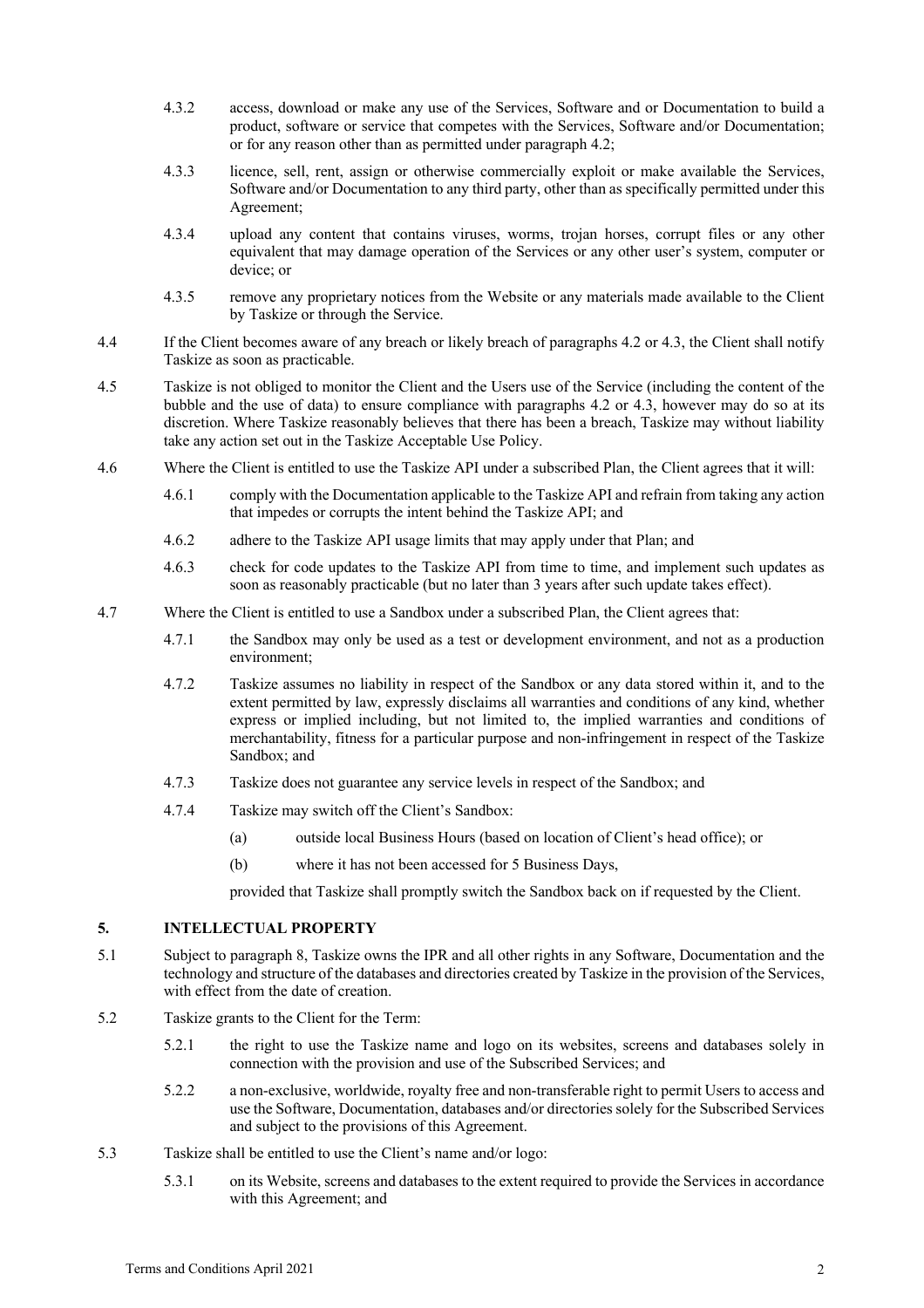4.3.2 access, download or make any use of the Services, Software and or Documentation to build a product, software or service that competes with the Services, Software and/or Documentation; or for any reason other than as permitted under paragraph 4.2;

4.3.3 licence, sell, rent, assign or otherwise commercially exploit or make available the Services, Software and/or Documentation to any third party, other than as specifically permitted under this Agreement;

4.3.4 upload any content that contains viruses, worms, trojan horses, corrupt files or any other equivalent that may damage operation of the Services or any other user's system, computer or device; or

4.3.5 remove any proprietary notices from the Website or any materials made available to the Client by Taskize or through the Service.

4.4 If the Client becomes aware of any breach or likely breach of paragraphs 4.2 or 4.3, the Client shall notify Taskize as soon as practicable.

4.5 Taskize is not obliged to monitor the Client and the Users use of the Service (including the content of the bubble and the use of data) to ensure compliance with paragraphs 4.2 or 4.3, however may do so at its discretion. Where Taskize reasonably believes that there has been a breach, Taskize may without liability take any action set out in the Taskize Acceptable Use Policy.

4.6 Where the Client is entitled to use the Taskize API under a subscribed Plan, the Client agrees that it will:

4.6.1 comply with the Documentation applicable to the Taskize API and refrain from taking any action that impedes or corrupts the intent behind the Taskize API; and

4.6.2 adhere to the Taskize API usage limits that may apply under that Plan; and

4.6.3 check for code updates to the Taskize API from time to time, and implement such updates as soon as reasonably practicable (but no later than 3 years after such update takes effect).

4.7 Where the Client is entitled to use a Sandbox under a subscribed Plan, the Client agrees that:

4.7.1 the Sandbox may only be used as a test or development environment, and not as a production environment;

4.7.2 Taskize assumes no liability in respect of the Sandbox or any data stored within it, and to the extent permitted by law, expressly disclaims all warranties and conditions of any kind, whether express or implied including, but not limited to, the implied warranties and conditions of merchantability, fitness for a particular purpose and non-infringement in respect of the Taskize Sandbox; and

4.7.3 Taskize does not guarantee any service levels in respect of the Sandbox; and

4.7.4 Taskize may switch off the Client's Sandbox:

(a) outside local Business Hours (based on location of Client's head office); or

(b) where it has not been accessed for 5 Business Days,

provided that Taskize shall promptly switch the Sandbox back on if requested by the Client.

## 5. INTELLECTUAL PROPERTY

5.1 Subject to paragraph 8, Taskize owns the IPR and all other rights in any Software, Documentation and the technology and structure of the databases and directories created by Taskize in the provision of the Services, with effect from the date of creation.

5.2 Taskize grants to the Client for the Term:

5.2.1 the right to use the Taskize name and logo on its websites, screens and databases solely in connection with the provision and use of the Subscribed Services; and

5.2.2 a non-exclusive, worldwide, royalty free and non-transferable right to permit Users to access and use the Software, Documentation, databases and/or directories solely for the Subscribed Services and subject to the provisions of this Agreement.

5.3 Taskize shall be entitled to use the Client's name and/or logo:

5.3.1 on its Website, screens and databases to the extent required to provide the Services in accordance with this Agreement; and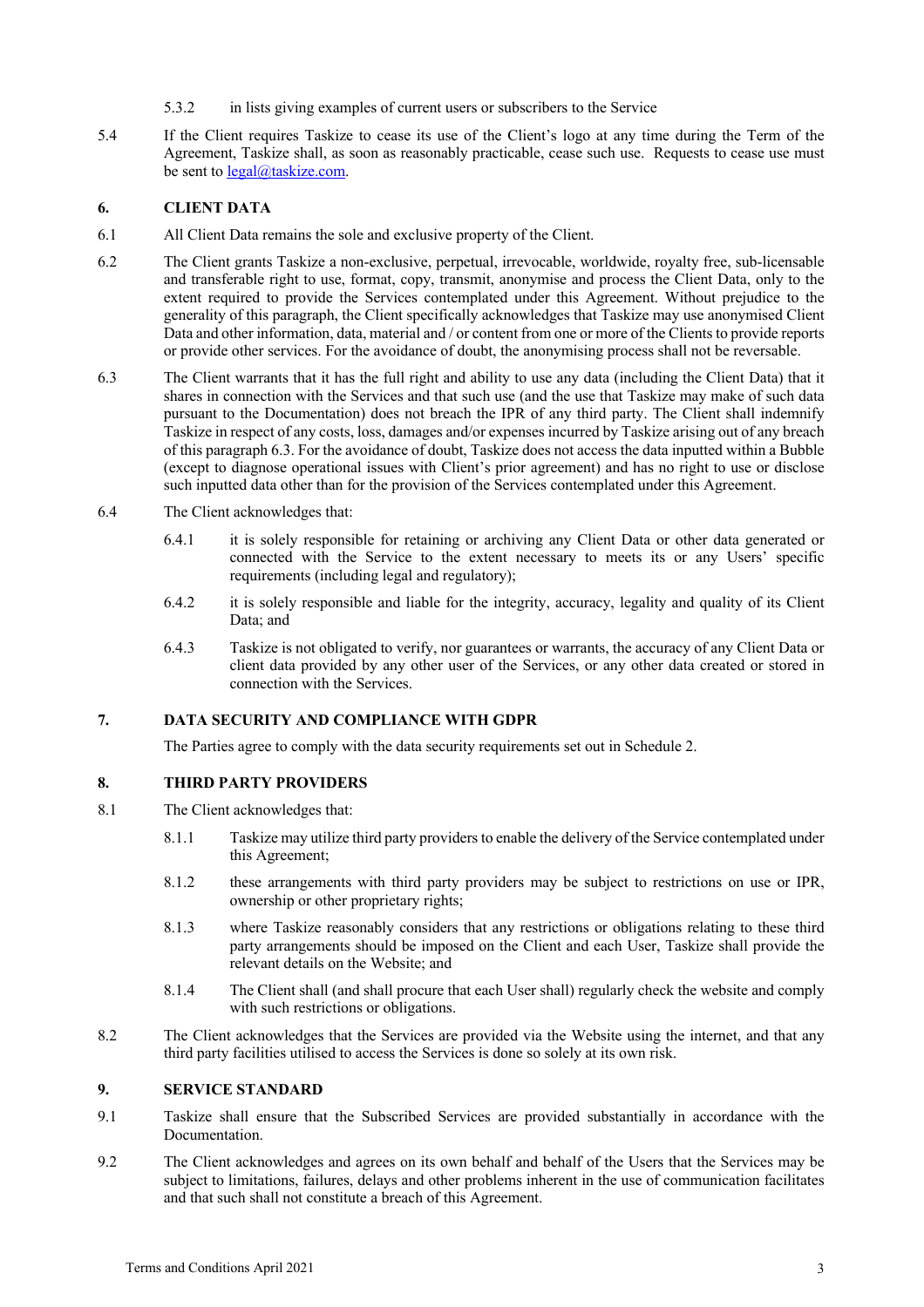5.3.2 in lists giving examples of current users or subscribers to the Service

5.4 If the Client requires Taskize to cease its use of the Client's logo at any time during the Term of the Agreement, Taskize shall, as soon as reasonably practicable, cease such use. Requests to cease use must be sent to legal@taskize.com.

## 6. CLIENT DATA

6.1 All Client Data remains the sole and exclusive property of the Client.

6.2 The Client grants Taskize a non-exclusive, perpetual, irrevocable, worldwide, royalty free, sub-licensable and transferable right to use, format, copy, transmit, anonymise and process the Client Data, only to the extent required to provide the Services contemplated under this Agreement. Without prejudice to the generality of this paragraph, the Client specifically acknowledges that Taskize may use anonymised Client Data and other information, data, material and / or content from one or more of the Clients to provide reports or provide other services. For the avoidance of doubt, the anonymising process shall not be reversable.

6.3 The Client warrants that it has the full right and ability to use any data (including the Client Data) that it shares in connection with the Services and that such use (and the use that Taskize may make of such data pursuant to the Documentation) does not breach the IPR of any third party. The Client shall indemnify Taskize in respect of any costs, loss, damages and/or expenses incurred by Taskize arising out of any breach of this paragraph 6.3. For the avoidance of doubt, Taskize does not access the data inputted within a Bubble (except to diagnose operational issues with Client's prior agreement) and has no right to use or disclose such inputted data other than for the provision of the Services contemplated under this Agreement.

6.4 The Client acknowledges that:

6.4.1 it is solely responsible for retaining or archiving any Client Data or other data generated or connected with the Service to the extent necessary to meets its or any Users' specific requirements (including legal and regulatory);

6.4.2 it is solely responsible and liable for the integrity, accuracy, legality and quality of its Client Data; and

6.4.3 Taskize is not obligated to verify, nor guarantees or warrants, the accuracy of any Client Data or client data provided by any other user of the Services, or any other data created or stored in connection with the Services.

## 7. DATA SECURITY AND COMPLIANCE WITH GDPR

The Parties agree to comply with the data security requirements set out in Schedule 2.

## 8. THIRD PARTY PROVIDERS

8.1 The Client acknowledges that:

8.1.1 Taskize may utilize third party providers to enable the delivery of the Service contemplated under this Agreement;

8.1.2 these arrangements with third party providers may be subject to restrictions on use or IPR, ownership or other proprietary rights;

8.1.3 where Taskize reasonably considers that any restrictions or obligations relating to these third party arrangements should be imposed on the Client and each User, Taskize shall provide the relevant details on the Website; and

8.1.4 The Client shall (and shall procure that each User shall) regularly check the website and comply with such restrictions or obligations.

8.2 The Client acknowledges that the Services are provided via the Website using the internet, and that any third party facilities utilised to access the Services is done so solely at its own risk.

## 9. SERVICE STANDARD

9.1 Taskize shall ensure that the Subscribed Services are provided substantially in accordance with the Documentation.

9.2 The Client acknowledges and agrees on its own behalf and behalf of the Users that the Services may be subject to limitations, failures, delays and other problems inherent in the use of communication facilitates and that such shall not constitute a breach of this Agreement.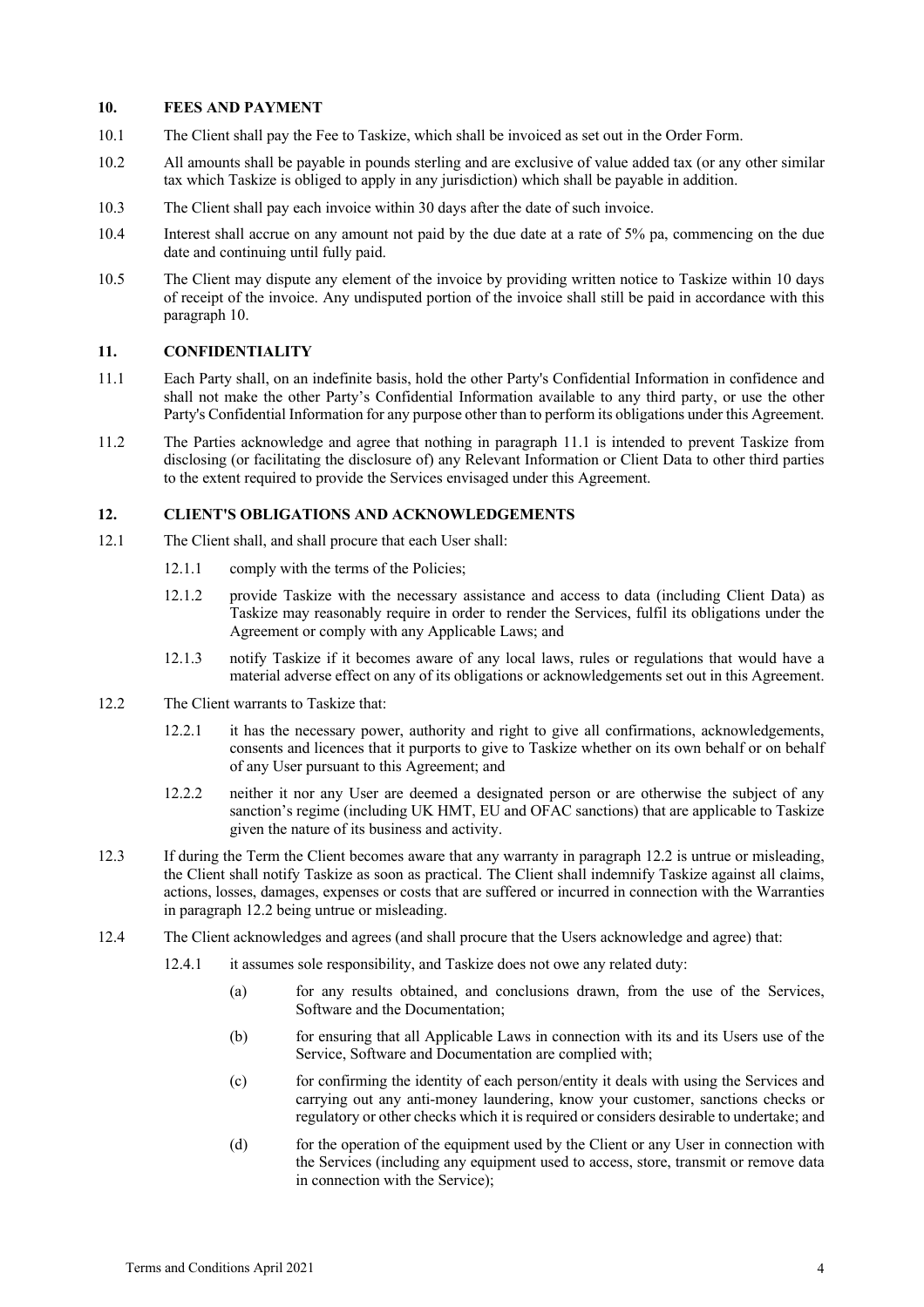## 10. FEES AND PAYMENT

10.1 The Client shall pay the Fee to Taskize, which shall be invoiced as set out in the Order Form.

10.2 All amounts shall be payable in pounds sterling and are exclusive of value added tax (or any other similar tax which Taskize is obliged to apply in any jurisdiction) which shall be payable in addition.

10.3 The Client shall pay each invoice within 30 days after the date of such invoice.

10.4 Interest shall accrue on any amount not paid by the due date at a rate of 5% pa, commencing on the due date and continuing until fully paid.

10.5 The Client may dispute any element of the invoice by providing written notice to Taskize within 10 days of receipt of the invoice. Any undisputed portion of the invoice shall still be paid in accordance with this paragraph 10.

## 11. CONFIDENTIALITY

11.1 Each Party shall, on an indefinite basis, hold the other Party's Confidential Information in confidence and shall not make the other Party's Confidential Information available to any third party, or use the other Party's Confidential Information for any purpose other than to perform its obligations under this Agreement.

11.2 The Parties acknowledge and agree that nothing in paragraph 11.1 is intended to prevent Taskize from disclosing (or facilitating the disclosure of) any Relevant Information or Client Data to other third parties to the extent required to provide the Services envisaged under this Agreement.

## 12. CLIENT'S OBLIGATIONS AND ACKNOWLEDGEMENTS

12.1 The Client shall, and shall procure that each User shall:

12.1.1 comply with the terms of the Policies;

12.1.2 provide Taskize with the necessary assistance and access to data (including Client Data) as Taskize may reasonably require in order to render the Services, fulfil its obligations under the Agreement or comply with any Applicable Laws; and

12.1.3 notify Taskize if it becomes aware of any local laws, rules or regulations that would have a material adverse effect on any of its obligations or acknowledgements set out in this Agreement.

12.2 The Client warrants to Taskize that:

12.2.1 it has the necessary power, authority and right to give all confirmations, acknowledgements, consents and licences that it purports to give to Taskize whether on its own behalf or on behalf of any User pursuant to this Agreement; and

12.2.2 neither it nor any User are deemed a designated person or are otherwise the subject of any sanction's regime (including UK HMT, EU and OFAC sanctions) that are applicable to Taskize given the nature of its business and activity.

12.3 If during the Term the Client becomes aware that any warranty in paragraph 12.2 is untrue or misleading, the Client shall notify Taskize as soon as practical. The Client shall indemnify Taskize against all claims, actions, losses, damages, expenses or costs that are suffered or incurred in connection with the Warranties in paragraph 12.2 being untrue or misleading.

12.4 The Client acknowledges and agrees (and shall procure that the Users acknowledge and agree) that:

12.4.1 it assumes sole responsibility, and Taskize does not owe any related duty:

(a) for any results obtained, and conclusions drawn, from the use of the Services, Software and the Documentation;

(b) for ensuring that all Applicable Laws in connection with its and its Users use of the Service, Software and Documentation are complied with;

(c) for confirming the identity of each person/entity it deals with using the Services and carrying out any anti-money laundering, know your customer, sanctions checks or regulatory or other checks which it is required or considers desirable to undertake; and

(d) for the operation of the equipment used by the Client or any User in connection with the Services (including any equipment used to access, store, transmit or remove data in connection with the Service);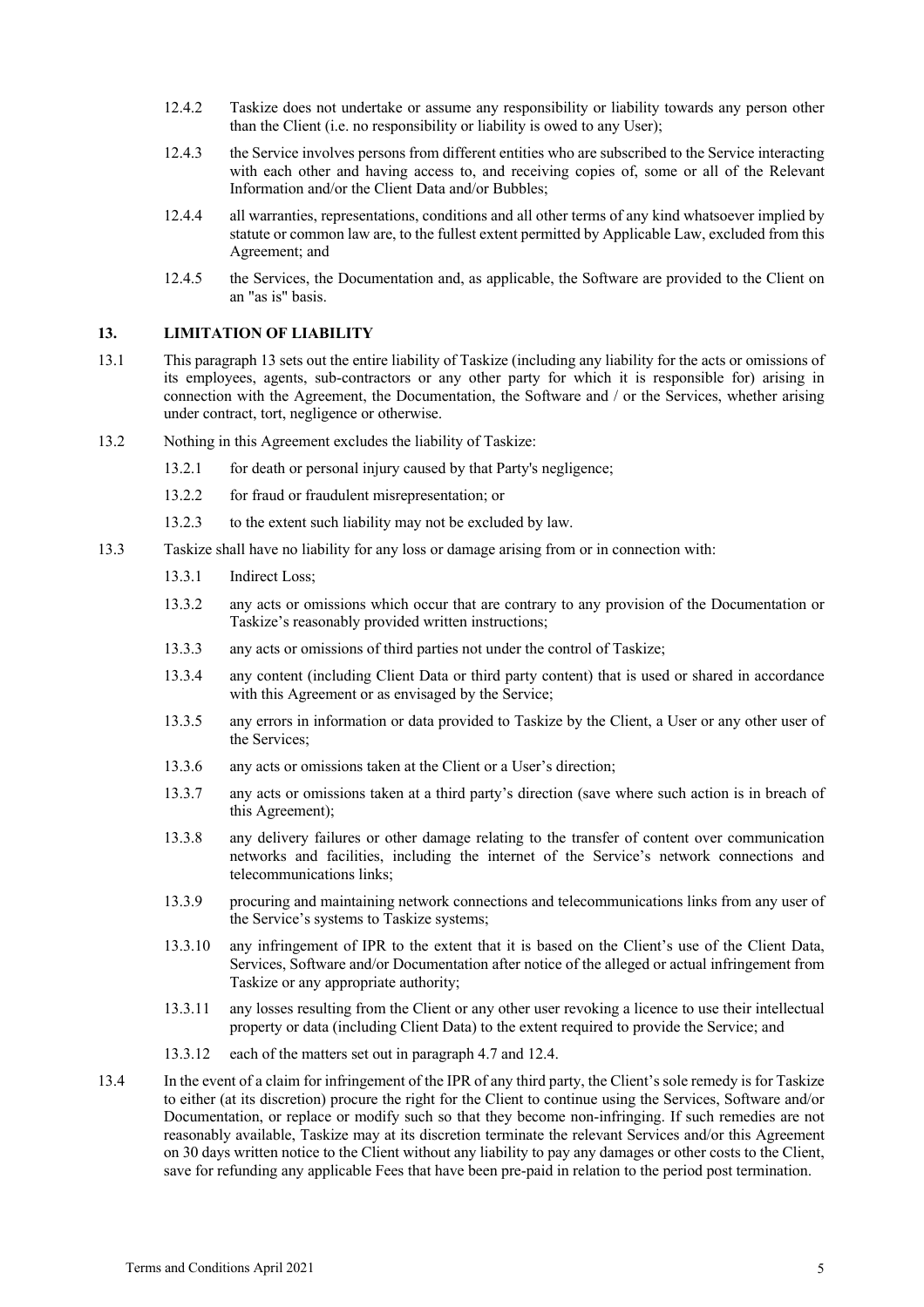12.4.2 Taskize does not undertake or assume any responsibility or liability towards any person other than the Client (i.e. no responsibility or liability is owed to any User);

12.4.3 the Service involves persons from different entities who are subscribed to the Service interacting with each other and having access to, and receiving copies of, some or all of the Relevant Information and/or the Client Data and/or Bubbles;

12.4.4 all warranties, representations, conditions and all other terms of any kind whatsoever implied by statute or common law are, to the fullest extent permitted by Applicable Law, excluded from this Agreement; and

12.4.5 the Services, the Documentation and, as applicable, the Software are provided to the Client on an "as is" basis.

## 13. LIMITATION OF LIABILITY

13.1 This paragraph 13 sets out the entire liability of Taskize (including any liability for the acts or omissions of its employees, agents, sub-contractors or any other party for which it is responsible for) arising in connection with the Agreement, the Documentation, the Software and / or the Services, whether arising under contract, tort, negligence or otherwise.

13.2 Nothing in this Agreement excludes the liability of Taskize:

13.2.1 for death or personal injury caused by that Party's negligence;

13.2.2 for fraud or fraudulent misrepresentation; or

13.2.3 to the extent such liability may not be excluded by law.

13.3 Taskize shall have no liability for any loss or damage arising from or in connection with:

13.3.1 Indirect Loss;

13.3.2 any acts or omissions which occur that are contrary to any provision of the Documentation or Taskize's reasonably provided written instructions;

13.3.3 any acts or omissions of third parties not under the control of Taskize;

13.3.4 any content (including Client Data or third party content) that is used or shared in accordance with this Agreement or as envisaged by the Service;

13.3.5 any errors in information or data provided to Taskize by the Client, a User or any other user of the Services;

13.3.6 any acts or omissions taken at the Client or a User's direction;

13.3.7 any acts or omissions taken at a third party's direction (save where such action is in breach of this Agreement);

13.3.8 any delivery failures or other damage relating to the transfer of content over communication networks and facilities, including the internet of the Service's network connections and telecommunications links;

13.3.9 procuring and maintaining network connections and telecommunications links from any user of the Service's systems to Taskize systems;

13.3.10 any infringement of IPR to the extent that it is based on the Client's use of the Client Data, Services, Software and/or Documentation after notice of the alleged or actual infringement from Taskize or any appropriate authority;

13.3.11 any losses resulting from the Client or any other user revoking a licence to use their intellectual property or data (including Client Data) to the extent required to provide the Service; and

13.3.12 each of the matters set out in paragraph 4.7 and 12.4.

13.4 In the event of a claim for infringement of the IPR of any third party, the Client's sole remedy is for Taskize to either (at its discretion) procure the right for the Client to continue using the Services, Software and/or Documentation, or replace or modify such so that they become non-infringing. If such remedies are not reasonably available, Taskize may at its discretion terminate the relevant Services and/or this Agreement on 30 days written notice to the Client without any liability to pay any damages or other costs to the Client, save for refunding any applicable Fees that have been pre-paid in relation to the period post termination.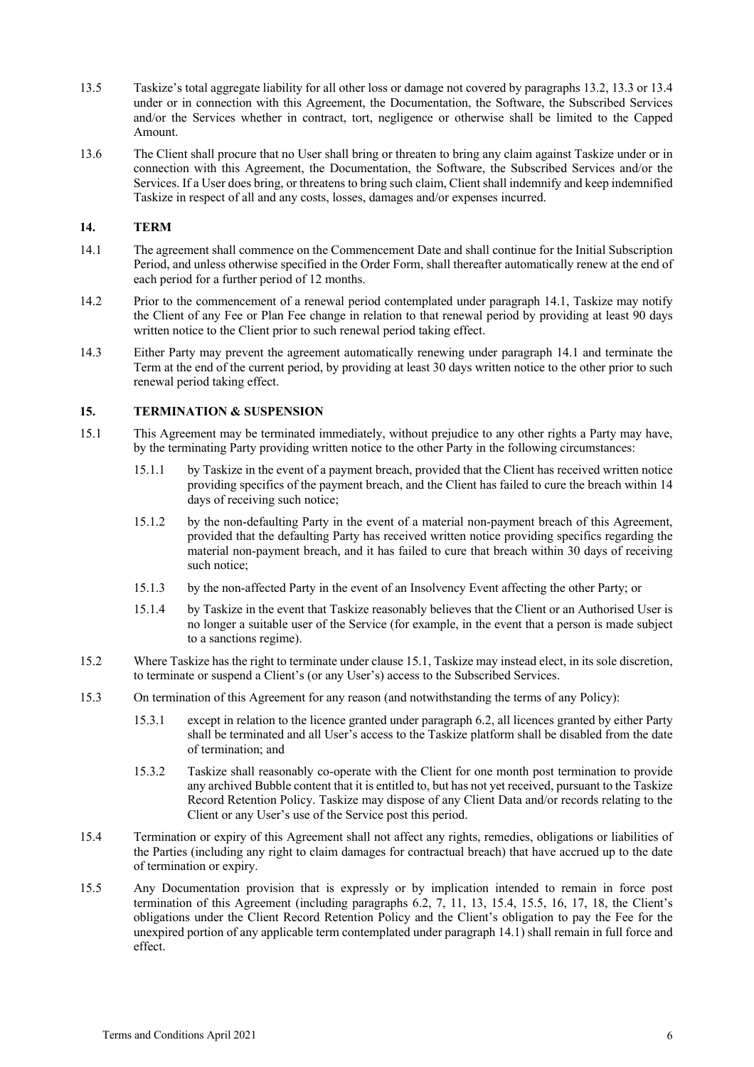13.5 Taskize's total aggregate liability for all other loss or damage not covered by paragraphs 13.2, 13.3 or 13.4 under or in connection with this Agreement, the Documentation, the Software, the Subscribed Services and/or the Services whether in contract, tort, negligence or otherwise shall be limited to the Capped Amount.

13.6 The Client shall procure that no User shall bring or threaten to bring any claim against Taskize under or in connection with this Agreement, the Documentation, the Software, the Subscribed Services and/or the Services. If a User does bring, or threatens to bring such claim, Client shall indemnify and keep indemnified Taskize in respect of all and any costs, losses, damages and/or expenses incurred.

## 14. TERM

14.1 The agreement shall commence on the Commencement Date and shall continue for the Initial Subscription Period, and unless otherwise specified in the Order Form, shall thereafter automatically renew at the end of each period for a further period of 12 months.

14.2 Prior to the commencement of a renewal period contemplated under paragraph 14.1, Taskize may notify the Client of any Fee or Plan Fee change in relation to that renewal period by providing at least 90 days written notice to the Client prior to such renewal period taking effect.

14.3 Either Party may prevent the agreement automatically renewing under paragraph 14.1 and terminate the Term at the end of the current period, by providing at least 30 days written notice to the other prior to such renewal period taking effect.

## 15. TERMINATION & SUSPENSION

15.1 This Agreement may be terminated immediately, without prejudice to any other rights a Party may have, by the terminating Party providing written notice to the other Party in the following circumstances:

15.1.1 by Taskize in the event of a payment breach, provided that the Client has received written notice providing specifics of the payment breach, and the Client has failed to cure the breach within 14 days of receiving such notice;

15.1.2 by the non-defaulting Party in the event of a material non-payment breach of this Agreement, provided that the defaulting Party has received written notice providing specifics regarding the material non-payment breach, and it has failed to cure that breach within 30 days of receiving such notice;

15.1.3 by the non-affected Party in the event of an Insolvency Event affecting the other Party; or

15.1.4 by Taskize in the event that Taskize reasonably believes that the Client or an Authorised User is no longer a suitable user of the Service (for example, in the event that a person is made subject to a sanctions regime).

15.2 Where Taskize has the right to terminate under clause 15.1, Taskize may instead elect, in its sole discretion, to terminate or suspend a Client's (or any User's) access to the Subscribed Services.

15.3 On termination of this Agreement for any reason (and notwithstanding the terms of any Policy):

15.3.1 except in relation to the licence granted under paragraph 6.2, all licences granted by either Party shall be terminated and all User's access to the Taskize platform shall be disabled from the date of termination; and

15.3.2 Taskize shall reasonably co-operate with the Client for one month post termination to provide any archived Bubble content that it is entitled to, but has not yet received, pursuant to the Taskize Record Retention Policy. Taskize may dispose of any Client Data and/or records relating to the Client or any User's use of the Service post this period.

15.4 Termination or expiry of this Agreement shall not affect any rights, remedies, obligations or liabilities of the Parties (including any right to claim damages for contractual breach) that have accrued up to the date of termination or expiry.

15.5 Any Documentation provision that is expressly or by implication intended to remain in force post termination of this Agreement (including paragraphs 6.2, 7, 11, 13, 15.4, 15.5, 16, 17, 18, the Client's obligations under the Client Record Retention Policy and the Client's obligation to pay the Fee for the unexpired portion of any applicable term contemplated under paragraph 14.1) shall remain in full force and effect.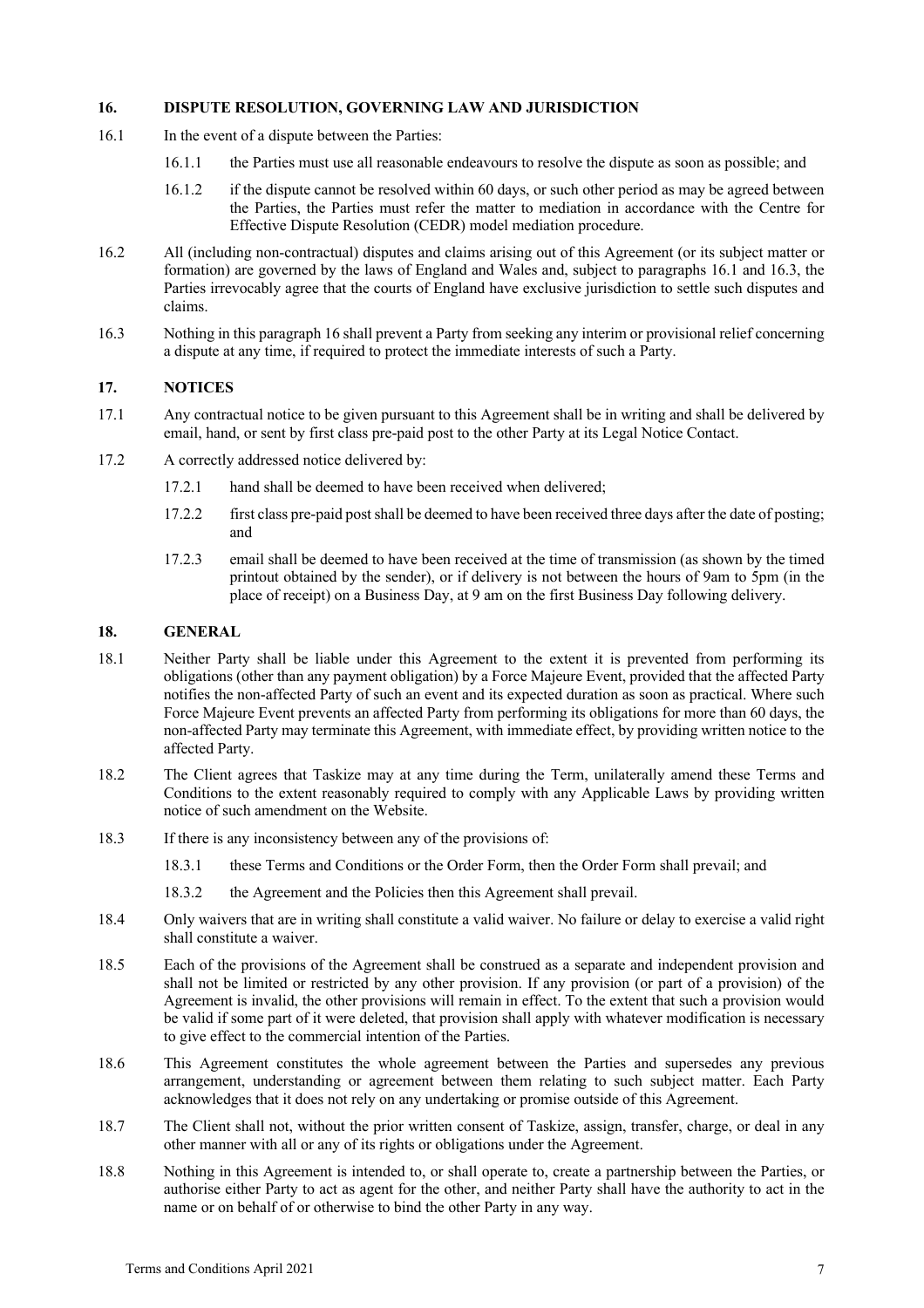## 16. DISPUTE RESOLUTION, GOVERNING LAW AND JURISDICTION

16.1 In the event of a dispute between the Parties:

16.1.1 the Parties must use all reasonable endeavours to resolve the dispute as soon as possible; and

16.1.2 if the dispute cannot be resolved within 60 days, or such other period as may be agreed between the Parties, the Parties must refer the matter to mediation in accordance with the Centre for Effective Dispute Resolution (CEDR) model mediation procedure.

16.2 All (including non-contractual) disputes and claims arising out of this Agreement (or its subject matter or formation) are governed by the laws of England and Wales and, subject to paragraphs 16.1 and 16.3, the Parties irrevocably agree that the courts of England have exclusive jurisdiction to settle such disputes and claims.

16.3 Nothing in this paragraph 16 shall prevent a Party from seeking any interim or provisional relief concerning a dispute at any time, if required to protect the immediate interests of such a Party.

## 17. NOTICES

17.1 Any contractual notice to be given pursuant to this Agreement shall be in writing and shall be delivered by email, hand, or sent by first class pre-paid post to the other Party at its Legal Notice Contact.

17.2 A correctly addressed notice delivered by:

17.2.1 hand shall be deemed to have been received when delivered;

17.2.2 first class pre-paid post shall be deemed to have been received three days after the date of posting; and

17.2.3 email shall be deemed to have been received at the time of transmission (as shown by the timed printout obtained by the sender), or if delivery is not between the hours of 9am to 5pm (in the place of receipt) on a Business Day, at 9 am on the first Business Day following delivery.

## 18. GENERAL

18.1 Neither Party shall be liable under this Agreement to the extent it is prevented from performing its obligations (other than any payment obligation) by a Force Majeure Event, provided that the affected Party notifies the non-affected Party of such an event and its expected duration as soon as practical. Where such Force Majeure Event prevents an affected Party from performing its obligations for more than 60 days, the non-affected Party may terminate this Agreement, with immediate effect, by providing written notice to the affected Party.

18.2 The Client agrees that Taskize may at any time during the Term, unilaterally amend these Terms and Conditions to the extent reasonably required to comply with any Applicable Laws by providing written notice of such amendment on the Website.

18.3 If there is any inconsistency between any of the provisions of:

18.3.1 these Terms and Conditions or the Order Form, then the Order Form shall prevail; and

18.3.2 the Agreement and the Policies then this Agreement shall prevail.

18.4 Only waivers that are in writing shall constitute a valid waiver. No failure or delay to exercise a valid right shall constitute a waiver.

18.5 Each of the provisions of the Agreement shall be construed as a separate and independent provision and shall not be limited or restricted by any other provision. If any provision (or part of a provision) of the Agreement is invalid, the other provisions will remain in effect. To the extent that such a provision would be valid if some part of it were deleted, that provision shall apply with whatever modification is necessary to give effect to the commercial intention of the Parties.

18.6 This Agreement constitutes the whole agreement between the Parties and supersedes any previous arrangement, understanding or agreement between them relating to such subject matter. Each Party acknowledges that it does not rely on any undertaking or promise outside of this Agreement.

18.7 The Client shall not, without the prior written consent of Taskize, assign, transfer, charge, or deal in any other manner with all or any of its rights or obligations under the Agreement.

18.8 Nothing in this Agreement is intended to, or shall operate to, create a partnership between the Parties, or authorise either Party to act as agent for the other, and neither Party shall have the authority to act in the name or on behalf of or otherwise to bind the other Party in any way.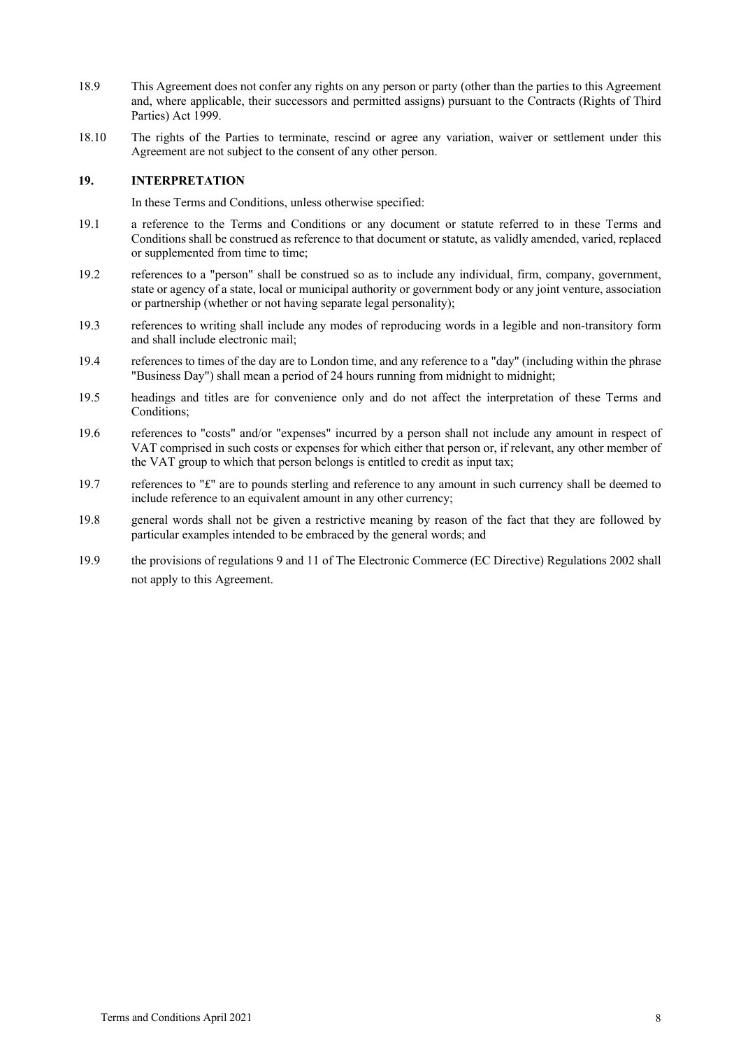18.9 This Agreement does not confer any rights on any person or party (other than the parties to this Agreement and, where applicable, their successors and permitted assigns) pursuant to the Contracts (Rights of Third Parties) Act 1999.

18.10 The rights of the Parties to terminate, rescind or agree any variation, waiver or settlement under this Agreement are not subject to the consent of any other person.

## 19. INTERPRETATION

In these Terms and Conditions, unless otherwise specified:

19.1 a reference to the Terms and Conditions or any document or statute referred to in these Terms and Conditions shall be construed as reference to that document or statute, as validly amended, varied, replaced or supplemented from time to time;

19.2 references to a "person" shall be construed so as to include any individual, firm, company, government, state or agency of a state, local or municipal authority or government body or any joint venture, association or partnership (whether or not having separate legal personality);

19.3 references to writing shall include any modes of reproducing words in a legible and non-transitory form and shall include electronic mail;

19.4 references to times of the day are to London time, and any reference to a "day" (including within the phrase "Business Day") shall mean a period of 24 hours running from midnight to midnight;

19.5 headings and titles are for convenience only and do not affect the interpretation of these Terms and Conditions;

19.6 references to "costs" and/or "expenses" incurred by a person shall not include any amount in respect of VAT comprised in such costs or expenses for which either that person or, if relevant, any other member of the VAT group to which that person belongs is entitled to credit as input tax;

19.7 references to "£" are to pounds sterling and reference to any amount in such currency shall be deemed to include reference to an equivalent amount in any other currency;

19.8 general words shall not be given a restrictive meaning by reason of the fact that they are followed by particular examples intended to be embraced by the general words; and

19.9 the provisions of regulations 9 and 11 of The Electronic Commerce (EC Directive) Regulations 2002 shall not apply to this Agreement.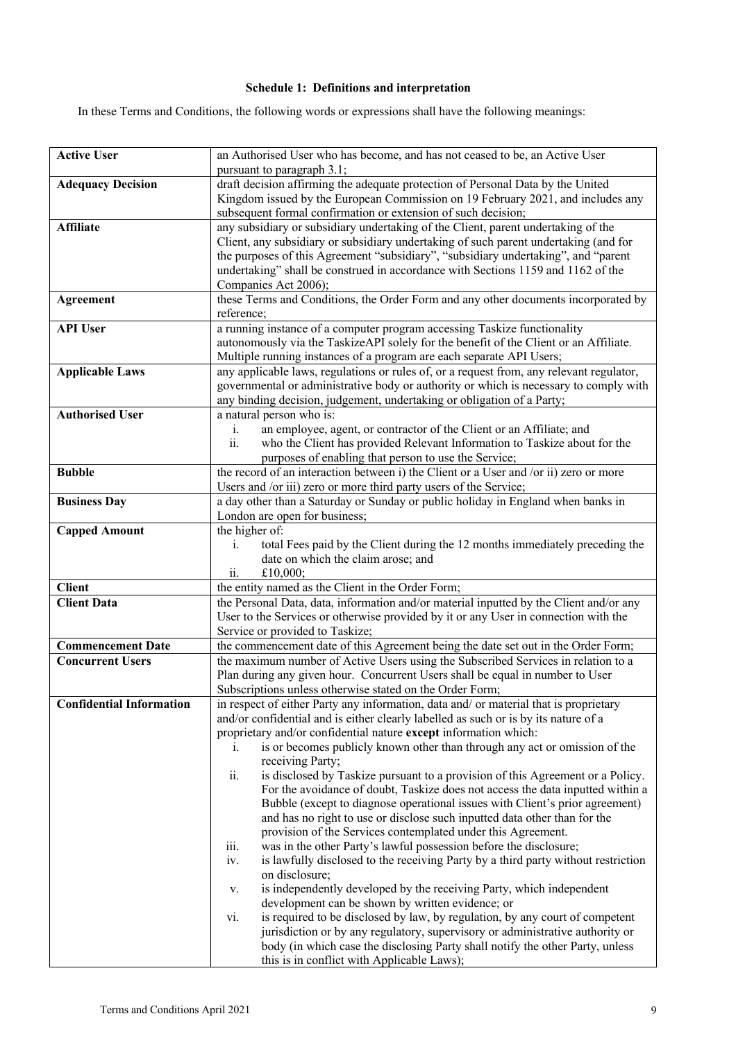### Schedule 1: Definitions and interpretation

In these Terms and Conditions, the following words or expressions shall have the following meanings:

| | |
|---|---|
| **Active User** | an Authorised User who has become, and has not ceased to be, an Active User pursuant to paragraph 3.1; |
| **Adequacy Decision** | draft decision affirming the adequate protection of Personal Data by the United Kingdom issued by the European Commission on 19 February 2021, and includes any subsequent formal confirmation or extension of such decision; |
| **Affiliate** | any subsidiary or subsidiary undertaking of the Client, parent undertaking of the Client, any subsidiary or subsidiary undertaking of such parent undertaking (and for the purposes of this Agreement "subsidiary", "subsidiary undertaking", and "parent undertaking" shall be construed in accordance with Sections 1159 and 1162 of the Companies Act 2006); |
| **Agreement** | these Terms and Conditions, the Order Form and any other documents incorporated by reference; |
| **API User** | a running instance of a computer program accessing Taskize functionality autonomously via the TaskizeAPI solely for the benefit of the Client or an Affiliate. Multiple running instances of a program are each separate API Users; |
| **Applicable Laws** | any applicable laws, regulations or rules of, or a request from, any relevant regulator, governmental or administrative body or authority or which is necessary to comply with any binding decision, judgement, undertaking or obligation of a Party; |
| **Authorised User** | a natural person who is:<br>i. an employee, agent, or contractor of the Client or an Affiliate; and<br>ii. who the Client has provided Relevant Information to Taskize about for the purposes of enabling that person to use the Service; |
| **Bubble** | the record of an interaction between i) the Client or a User and /or ii) zero or more Users and /or iii) zero or more third party users of the Service; |
| **Business Day** | a day other than a Saturday or Sunday or public holiday in England when banks in London are open for business; |
| **Capped Amount** | the higher of:<br>i. total Fees paid by the Client during the 12 months immediately preceding the date on which the claim arose; and<br>ii. £10,000; |
| **Client** | the entity named as the Client in the Order Form; |
| **Client Data** | the Personal Data, data, information and/or material inputted by the Client and/or any User to the Services or otherwise provided by it or any User in connection with the Service or provided to Taskize; |
| **Commencement Date** | the commencement date of this Agreement being the date set out in the Order Form; |
| **Concurrent Users** | the maximum number of Active Users using the Subscribed Services in relation to a Plan during any given hour. Concurrent Users shall be equal in number to User Subscriptions unless otherwise stated on the Order Form; |
| **Confidential Information** | in respect of either Party any information, data and/ or material that is proprietary and/or confidential and is either clearly labelled as such or is by its nature of a proprietary and/or confidential nature **except** information which:<br>i. is or becomes publicly known other than through any act or omission of the receiving Party;<br>ii. is disclosed by Taskize pursuant to a provision of this Agreement or a Policy. For the avoidance of doubt, Taskize does not access the data inputted within a Bubble (except to diagnose operational issues with Client's prior agreement) and has no right to use or disclose such inputted data other than for the provision of the Services contemplated under this Agreement.<br>iii. was in the other Party's lawful possession before the disclosure;<br>iv. is lawfully disclosed to the receiving Party by a third party without restriction on disclosure;<br>v. is independently developed by the receiving Party, which independent development can be shown by written evidence; or<br>vi. is required to be disclosed by law, by regulation, by any court of competent jurisdiction or by any regulatory, supervisory or administrative authority or body (in which case the disclosing Party shall notify the other Party, unless this is in conflict with Applicable Laws); |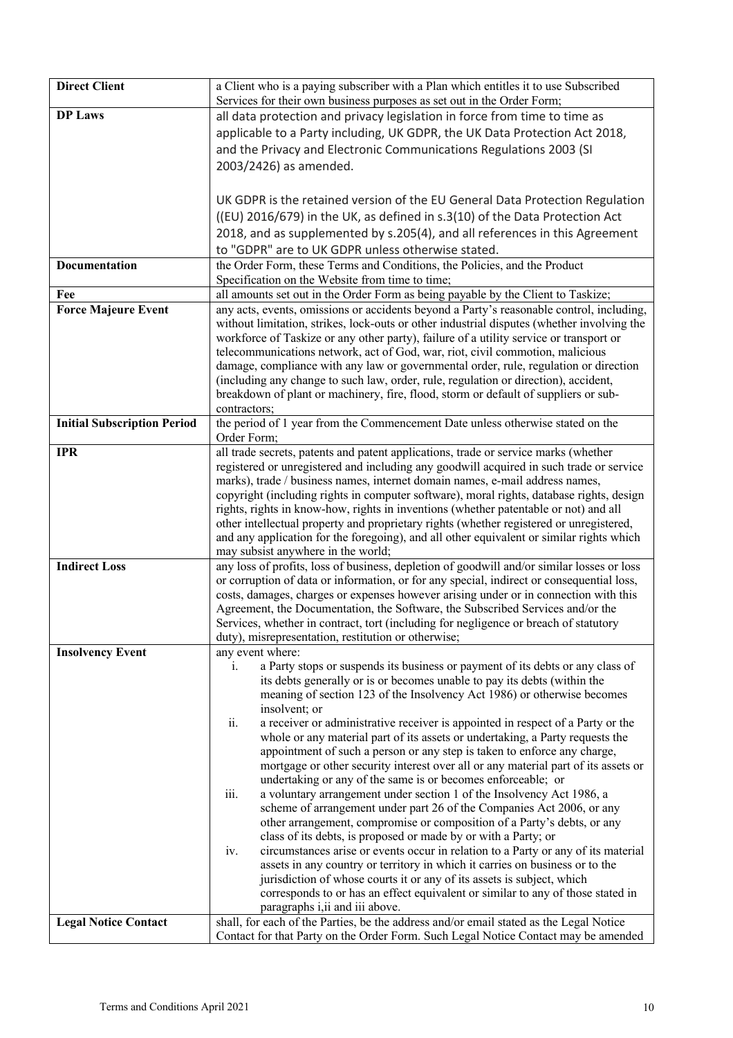| | |
|---|---|
| **Direct Client** | a Client who is a paying subscriber with a Plan which entitles it to use Subscribed Services for their own business purposes as set out in the Order Form; |
| **DP Laws** | all data protection and privacy legislation in force from time to time as applicable to a Party including, UK GDPR, the UK Data Protection Act 2018, and the Privacy and Electronic Communications Regulations 2003 (SI 2003/2426) as amended.<br><br>UK GDPR is the retained version of the EU General Data Protection Regulation ((EU) 2016/679) in the UK, as defined in s.3(10) of the Data Protection Act 2018, and as supplemented by s.205(4), and all references in this Agreement to "GDPR" are to UK GDPR unless otherwise stated. |
| **Documentation** | the Order Form, these Terms and Conditions, the Policies, and the Product Specification on the Website from time to time; |
| **Fee** | all amounts set out in the Order Form as being payable by the Client to Taskize; |
| **Force Majeure Event** | any acts, events, omissions or accidents beyond a Party's reasonable control, including, without limitation, strikes, lock-outs or other industrial disputes (whether involving the workforce of Taskize or any other party), failure of a utility service or transport or telecommunications network, act of God, war, riot, civil commotion, malicious damage, compliance with any law or governmental order, rule, regulation or direction (including any change to such law, order, rule, regulation or direction), accident, breakdown of plant or machinery, fire, flood, storm or default of suppliers or sub-contractors; |
| **Initial Subscription Period** | the period of 1 year from the Commencement Date unless otherwise stated on the Order Form; |
| **IPR** | all trade secrets, patents and patent applications, trade or service marks (whether registered or unregistered and including any goodwill acquired in such trade or service marks), trade / business names, internet domain names, e-mail address names, copyright (including rights in computer software), moral rights, database rights, design rights, rights in know-how, rights in inventions (whether patentable or not) and all other intellectual property and proprietary rights (whether registered or unregistered, and any application for the foregoing), and all other equivalent or similar rights which may subsist anywhere in the world; |
| **Indirect Loss** | any loss of profits, loss of business, depletion of goodwill and/or similar losses or loss or corruption of data or information, or for any special, indirect or consequential loss, costs, damages, charges or expenses however arising under or in connection with this Agreement, the Documentation, the Software, the Subscribed Services and/or the Services, whether in contract, tort (including for negligence or breach of statutory duty), misrepresentation, restitution or otherwise; |
| **Insolvency Event** | any event where:<br>i. a Party stops or suspends its business or payment of its debts or any class of its debts generally or is or becomes unable to pay its debts (within the meaning of section 123 of the Insolvency Act 1986) or otherwise becomes insolvent; or<br>ii. a receiver or administrative receiver is appointed in respect of a Party or the whole or any material part of its assets or undertaking, a Party requests the appointment of such a person or any step is taken to enforce any charge, mortgage or other security interest over all or any material part of its assets or undertaking or any of the same is or becomes enforceable; or<br>iii. a voluntary arrangement under section 1 of the Insolvency Act 1986, a scheme of arrangement under part 26 of the Companies Act 2006, or any other arrangement, compromise or composition of a Party's debts, or any class of its debts, is proposed or made by or with a Party; or<br>iv. circumstances arise or events occur in relation to a Party or any of its material assets in any country or territory in which it carries on business or to the jurisdiction of whose courts it or any of its assets is subject, which corresponds to or has an effect equivalent or similar to any of those stated in paragraphs i,ii and iii above. |
| **Legal Notice Contact** | shall, for each of the Parties, be the address and/or email stated as the Legal Notice Contact for that Party on the Order Form. Such Legal Notice Contact may be amended |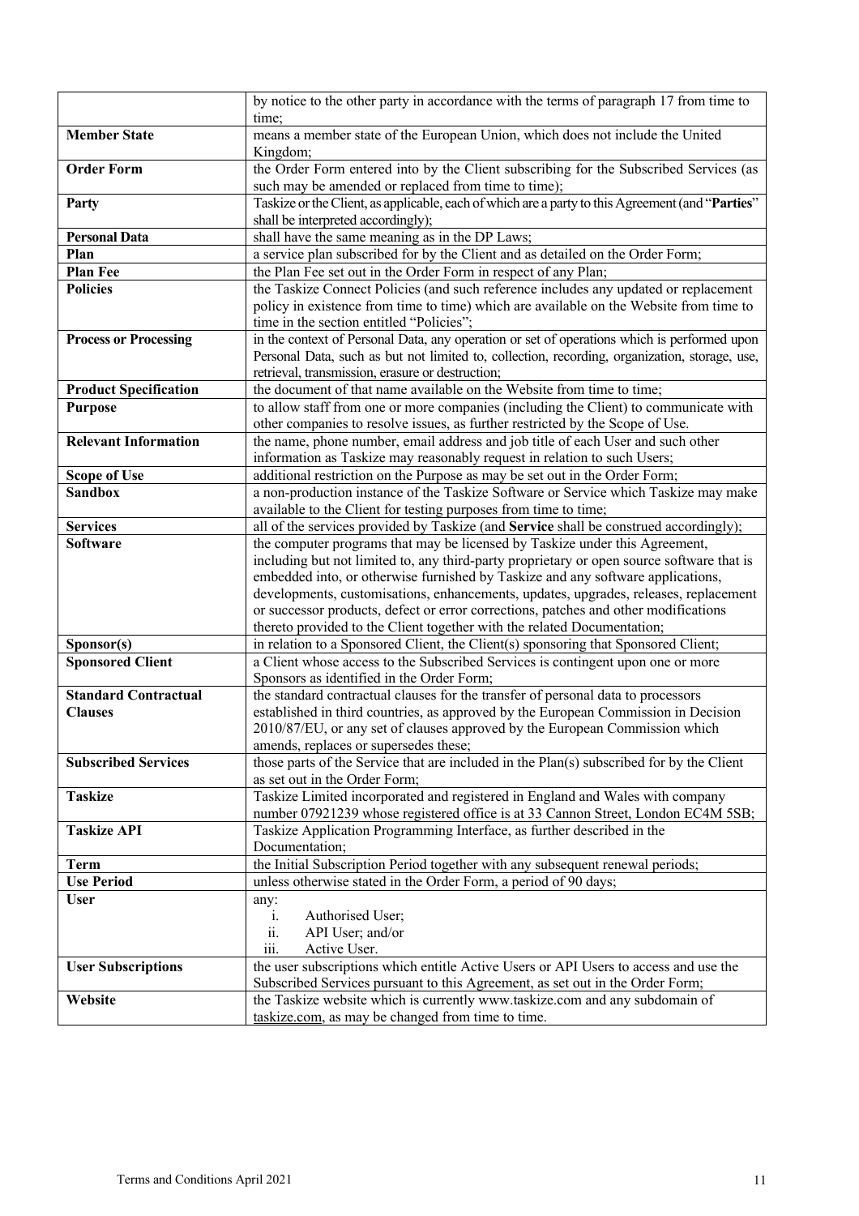| | |
|---|---|
| | by notice to the other party in accordance with the terms of paragraph 17 from time to time; |
| **Member State** | means a member state of the European Union, which does not include the United Kingdom; |
| **Order Form** | the Order Form entered into by the Client subscribing for the Subscribed Services (as such may be amended or replaced from time to time); |
| **Party** | Taskize or the Client, as applicable, each of which are a party to this Agreement (and "**Parties**" shall be interpreted accordingly); |
| **Personal Data** | shall have the same meaning as in the DP Laws; |
| **Plan** | a service plan subscribed for by the Client and as detailed on the Order Form; |
| **Plan Fee** | the Plan Fee set out in the Order Form in respect of any Plan; |
| **Policies** | the Taskize Connect Policies (and such reference includes any updated or replacement policy in existence from time to time) which are available on the Website from time to time in the section entitled "Policies"; |
| **Process or Processing** | in the context of Personal Data, any operation or set of operations which is performed upon Personal Data, such as but not limited to, collection, recording, organization, storage, use, retrieval, transmission, erasure or destruction; |
| **Product Specification** | the document of that name available on the Website from time to time; |
| **Purpose** | to allow staff from one or more companies (including the Client) to communicate with other companies to resolve issues, as further restricted by the Scope of Use. |
| **Relevant Information** | the name, phone number, email address and job title of each User and such other information as Taskize may reasonably request in relation to such Users; |
| **Scope of Use** | additional restriction on the Purpose as may be set out in the Order Form; |
| **Sandbox** | a non-production instance of the Taskize Software or Service which Taskize may make available to the Client for testing purposes from time to time; |
| **Services** | all of the services provided by Taskize (and **Service** shall be construed accordingly); |
| **Software** | the computer programs that may be licensed by Taskize under this Agreement, including but not limited to, any third-party proprietary or open source software that is embedded into, or otherwise furnished by Taskize and any software applications, developments, customisations, enhancements, updates, upgrades, releases, replacement or successor products, defect or error corrections, patches and other modifications thereto provided to the Client together with the related Documentation; |
| **Sponsor(s)** | in relation to a Sponsored Client, the Client(s) sponsoring that Sponsored Client; |
| **Sponsored Client** | a Client whose access to the Subscribed Services is contingent upon one or more Sponsors as identified in the Order Form; |
| **Standard Contractual Clauses** | the standard contractual clauses for the transfer of personal data to processors established in third countries, as approved by the European Commission in Decision 2010/87/EU, or any set of clauses approved by the European Commission which amends, replaces or supersedes these; |
| **Subscribed Services** | those parts of the Service that are included in the Plan(s) subscribed for by the Client as set out in the Order Form; |
| **Taskize** | Taskize Limited incorporated and registered in England and Wales with company number 07921239 whose registered office is at 33 Cannon Street, London EC4M 5SB; |
| **Taskize API** | Taskize Application Programming Interface, as further described in the Documentation; |
| **Term** | the Initial Subscription Period together with any subsequent renewal periods; |
| **Use Period** | unless otherwise stated in the Order Form, a period of 90 days; |
| **User** | any:<br>i. Authorised User;<br>ii. API User; and/or<br>iii. Active User. |
| **User Subscriptions** | the user subscriptions which entitle Active Users or API Users to access and use the Subscribed Services pursuant to this Agreement, as set out in the Order Form; |
| **Website** | the Taskize website which is currently www.taskize.com and any subdomain of taskize.com, as may be changed from time to time. |

Terms and Conditions April 2021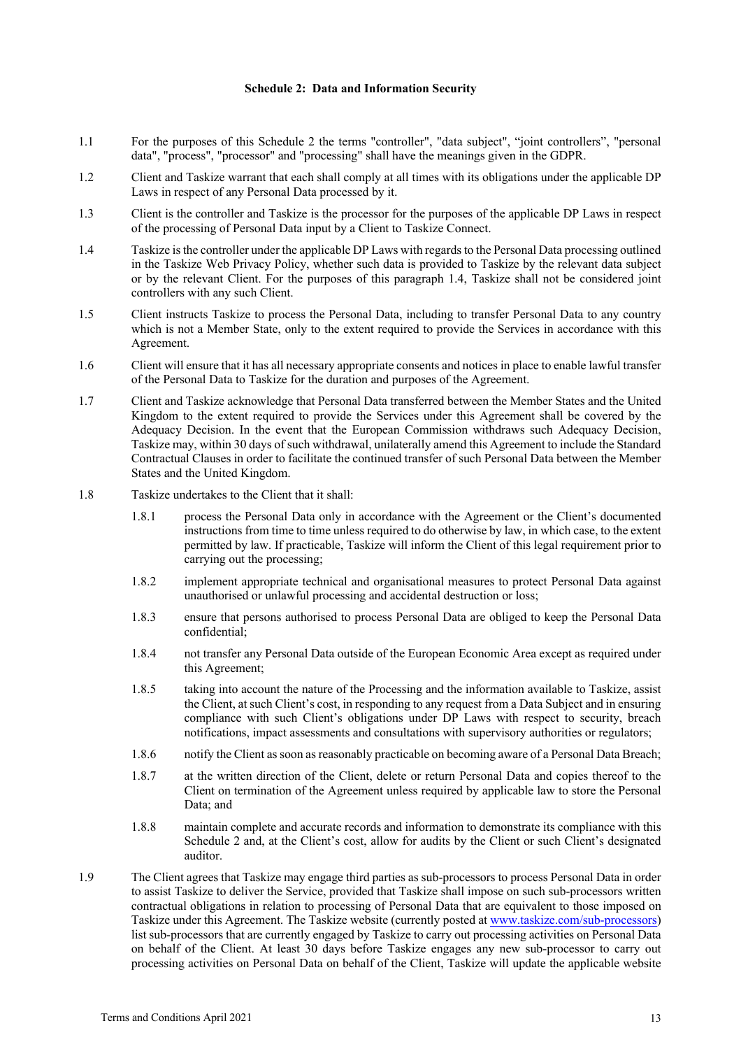### Schedule 2: Data and Information Security

1.1 For the purposes of this Schedule 2 the terms "controller", "data subject", "joint controllers", "personal data", "process", "processor" and "processing" shall have the meanings given in the GDPR.

1.2 Client and Taskize warrant that each shall comply at all times with its obligations under the applicable DP Laws in respect of any Personal Data processed by it.

1.3 Client is the controller and Taskize is the processor for the purposes of the applicable DP Laws in respect of the processing of Personal Data input by a Client to Taskize Connect.

1.4 Taskize is the controller under the applicable DP Laws with regards to the Personal Data processing outlined in the Taskize Web Privacy Policy, whether such data is provided to Taskize by the relevant data subject or by the relevant Client. For the purposes of this paragraph 1.4, Taskize shall not be considered joint controllers with any such Client.

1.5 Client instructs Taskize to process the Personal Data, including to transfer Personal Data to any country which is not a Member State, only to the extent required to provide the Services in accordance with this Agreement.

1.6 Client will ensure that it has all necessary appropriate consents and notices in place to enable lawful transfer of the Personal Data to Taskize for the duration and purposes of the Agreement.

1.7 Client and Taskize acknowledge that Personal Data transferred between the Member States and the United Kingdom to the extent required to provide the Services under this Agreement shall be covered by the Adequacy Decision. In the event that the European Commission withdraws such Adequacy Decision, Taskize may, within 30 days of such withdrawal, unilaterally amend this Agreement to include the Standard Contractual Clauses in order to facilitate the continued transfer of such Personal Data between the Member States and the United Kingdom.

1.8 Taskize undertakes to the Client that it shall:

1.8.1 process the Personal Data only in accordance with the Agreement or the Client's documented instructions from time to time unless required to do otherwise by law, in which case, to the extent permitted by law. If practicable, Taskize will inform the Client of this legal requirement prior to carrying out the processing;

1.8.2 implement appropriate technical and organisational measures to protect Personal Data against unauthorised or unlawful processing and accidental destruction or loss;

1.8.3 ensure that persons authorised to process Personal Data are obliged to keep the Personal Data confidential;

1.8.4 not transfer any Personal Data outside of the European Economic Area except as required under this Agreement;

1.8.5 taking into account the nature of the Processing and the information available to Taskize, assist the Client, at such Client's cost, in responding to any request from a Data Subject and in ensuring compliance with such Client's obligations under DP Laws with respect to security, breach notifications, impact assessments and consultations with supervisory authorities or regulators;

1.8.6 notify the Client as soon as reasonably practicable on becoming aware of a Personal Data Breach;

1.8.7 at the written direction of the Client, delete or return Personal Data and copies thereof to the Client on termination of the Agreement unless required by applicable law to store the Personal Data; and

1.8.8 maintain complete and accurate records and information to demonstrate its compliance with this Schedule 2 and, at the Client's cost, allow for audits by the Client or such Client's designated auditor.

1.9 The Client agrees that Taskize may engage third parties as sub-processors to process Personal Data in order to assist Taskize to deliver the Service, provided that Taskize shall impose on such sub-processors written contractual obligations in relation to processing of Personal Data that are equivalent to those imposed on Taskize under this Agreement. The Taskize website (currently posted at [www.taskize.com/sub-processors](www.taskize.com/sub-processors)) list sub-processors that are currently engaged by Taskize to carry out processing activities on Personal Data on behalf of the Client. At least 30 days before Taskize engages any new sub-processor to carry out processing activities on Personal Data on behalf of the Client, Taskize will update the applicable website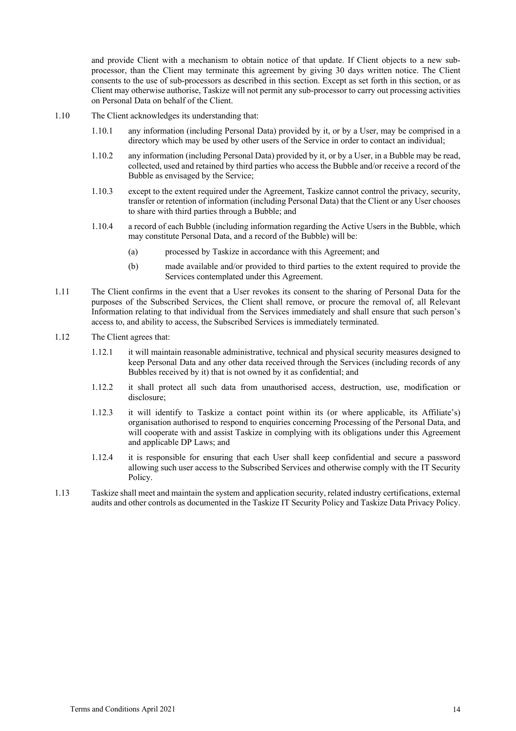and provide Client with a mechanism to obtain notice of that update. If Client objects to a new sub-processor, than the Client may terminate this agreement by giving 30 days written notice. The Client consents to the use of sub-processors as described in this section. Except as set forth in this section, or as Client may otherwise authorise, Taskize will not permit any sub-processor to carry out processing activities on Personal Data on behalf of the Client.

1.10 The Client acknowledges its understanding that:

1.10.1 any information (including Personal Data) provided by it, or by a User, may be comprised in a directory which may be used by other users of the Service in order to contact an individual;

1.10.2 any information (including Personal Data) provided by it, or by a User, in a Bubble may be read, collected, used and retained by third parties who access the Bubble and/or receive a record of the Bubble as envisaged by the Service;

1.10.3 except to the extent required under the Agreement, Taskize cannot control the privacy, security, transfer or retention of information (including Personal Data) that the Client or any User chooses to share with third parties through a Bubble; and

1.10.4 a record of each Bubble (including information regarding the Active Users in the Bubble, which may constitute Personal Data, and a record of the Bubble) will be:

(a) processed by Taskize in accordance with this Agreement; and

(b) made available and/or provided to third parties to the extent required to provide the Services contemplated under this Agreement.

1.11 The Client confirms in the event that a User revokes its consent to the sharing of Personal Data for the purposes of the Subscribed Services, the Client shall remove, or procure the removal of, all Relevant Information relating to that individual from the Services immediately and shall ensure that such person's access to, and ability to access, the Subscribed Services is immediately terminated.

1.12 The Client agrees that:

1.12.1 it will maintain reasonable administrative, technical and physical security measures designed to keep Personal Data and any other data received through the Services (including records of any Bubbles received by it) that is not owned by it as confidential; and

1.12.2 it shall protect all such data from unauthorised access, destruction, use, modification or disclosure;

1.12.3 it will identify to Taskize a contact point within its (or where applicable, its Affiliate's) organisation authorised to respond to enquiries concerning Processing of the Personal Data, and will cooperate with and assist Taskize in complying with its obligations under this Agreement and applicable DP Laws; and

1.12.4 it is responsible for ensuring that each User shall keep confidential and secure a password allowing such user access to the Subscribed Services and otherwise comply with the IT Security Policy.

1.13 Taskize shall meet and maintain the system and application security, related industry certifications, external audits and other controls as documented in the Taskize IT Security Policy and Taskize Data Privacy Policy.